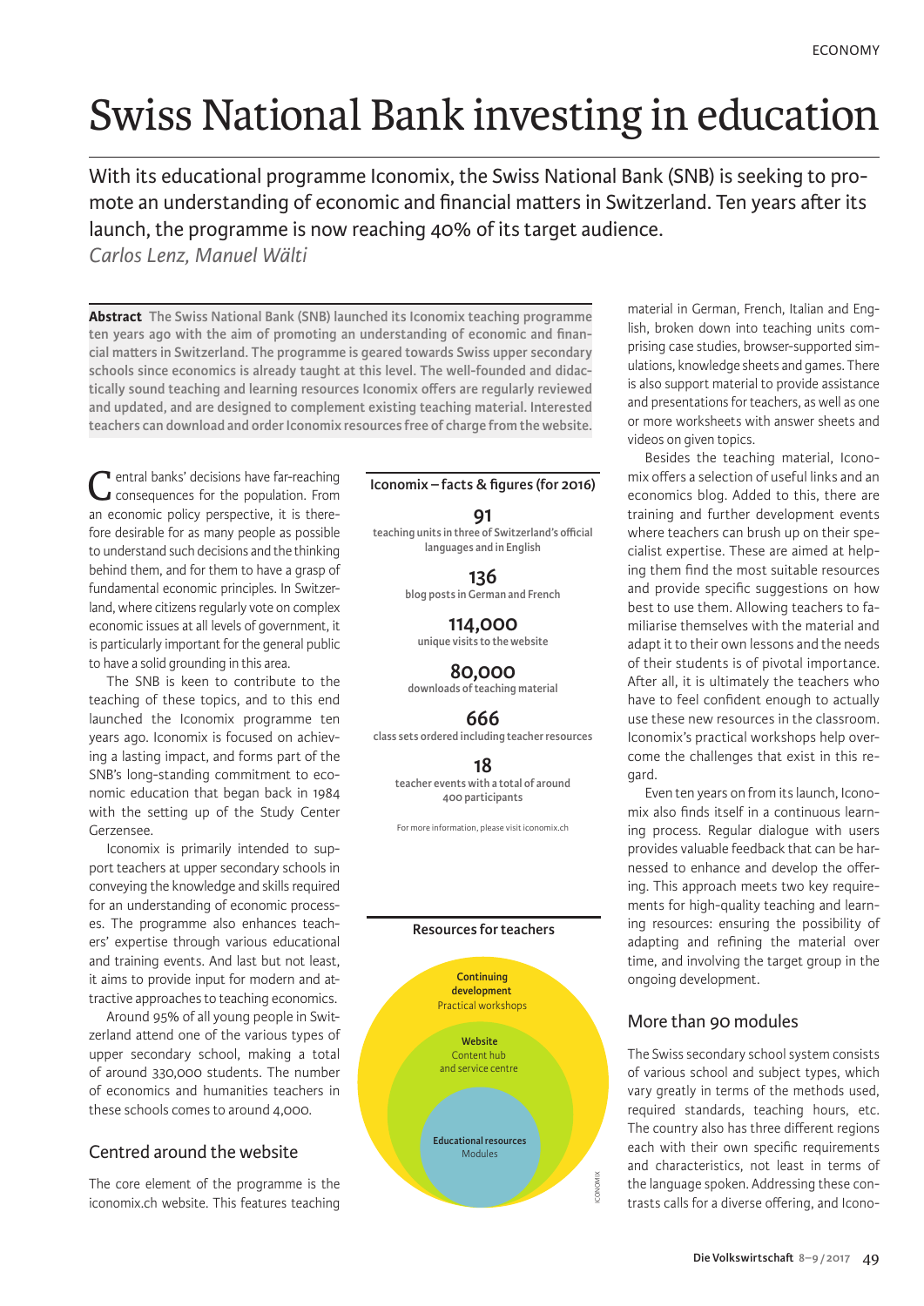# Swiss National Bank investing in education

With its educational programme Iconomix, the Swiss National Bank (SNB) is seeking to promote an understanding of economic and financial matters in Switzerland. Ten years after its launch, the programme is now reaching 40% of its target audience.

*Carlos Lenz, Manuel Wälti*

**Abstract** The Swiss National Bank (SNB) launched its Iconomix teaching programme ten years ago with the aim of promoting an understanding of economic and financial matters in Switzerland. The programme is geared towards Swiss upper secondary schools since economics is already taught at this level. The well-founded and didactically sound teaching and learning resources Iconomix offers are regularly reviewed and updated, and are designed to complement existing teaching material. Interested teachers can download and order Iconomix resources free of charge from the website.

Central banks' decisions have far-reaching consequences for the population. From an economic policy perspective, it is therefore desirable for as many people as possible to understand such decisions and the thinking behind them, and for them to have a grasp of fundamental economic principles. In Switzerland, where citizens regularly vote on complex economic issues at all levels of government, it is particularly important for the general public to have a solid grounding in this area.

The SNB is keen to contribute to the teaching of these topics, and to this end launched the Iconomix programme ten years ago. Iconomix is focused on achieving a lasting impact, and forms part of the SNB's long-standing commitment to economic education that began back in 1984 with the setting up of the Study Center Gerzensee.

Iconomix is primarily intended to support teachers at upper secondary schools in conveying the knowledge and skills required for an understanding of economic processes. The programme also enhances teachers' expertise through various educational and training events. And last but not least, it aims to provide input for modern and attractive approaches to teaching economics.

Around 95% of all young people in Switzerland attend one of the various types of upper secondary school, making a total of around 330,000 students. The number of economics and humanities teachers in these schools comes to around 4,000.

## Centred around the website

The core element of the programme is the iconomix.ch website. This features teaching material in German, French, Italian and English, broken down into teaching units comprising case studies, browser-supported simulations, knowledge sheets and games. There is also support material to provide assistance and presentations for teachers, as well as one or more worksheets with answer sheets and videos on given topics.

Besides the teaching material, Iconomix offers a selection of useful links and an economics blog. Added to this, there are training and further development events where teachers can brush up on their specialist expertise. These are aimed at helping them find the most suitable resources and provide specific suggestions on how best to use them. Allowing teachers to familiarise themselves with the material and adapt it to their own lessons and the needs of their students is of pivotal importance. After all, it is ultimately the teachers who have to feel confident enough to actually use these new resources in the classroom. Iconomix's practical workshops help overcome the challenges that exist in this regard.

Even ten years on from its launch, Iconomix also finds itself in a continuous learning process. Regular dialogue with users provides valuable feedback that can be harnessed to enhance and develop the offering. This approach meets two key requirements for high-quality teaching and learning resources: ensuring the possibility of adapting and refining the material over time, and involving the target group in the ongoing development.

**Iconomix – facts & figures (for 2016)**

**91**
teaching units in three of Switzerland's official languages and in English

**136**
blog posts in German and French

**114,000**
unique visits to the website

**80,000**
downloads of teaching material

**666**
class sets ordered including teacher resources

**18**
teacher events with a total of around 400 participants

For more information, please visit iconomix.ch

**Resources for teachers**

- **Continuing development** – Practical workshops
- **Website** – Content hub and service centre
- **Educational resources** – Modules

ICONOMIX

## More than 90 modules

The Swiss secondary school system consists of various school and subject types, which vary greatly in terms of the methods used, required standards, teaching hours, etc. The country also has three different regions each with their own specific requirements and characteristics, not least in terms of the language spoken. Addressing these contrasts calls for a diverse offering, and Icono-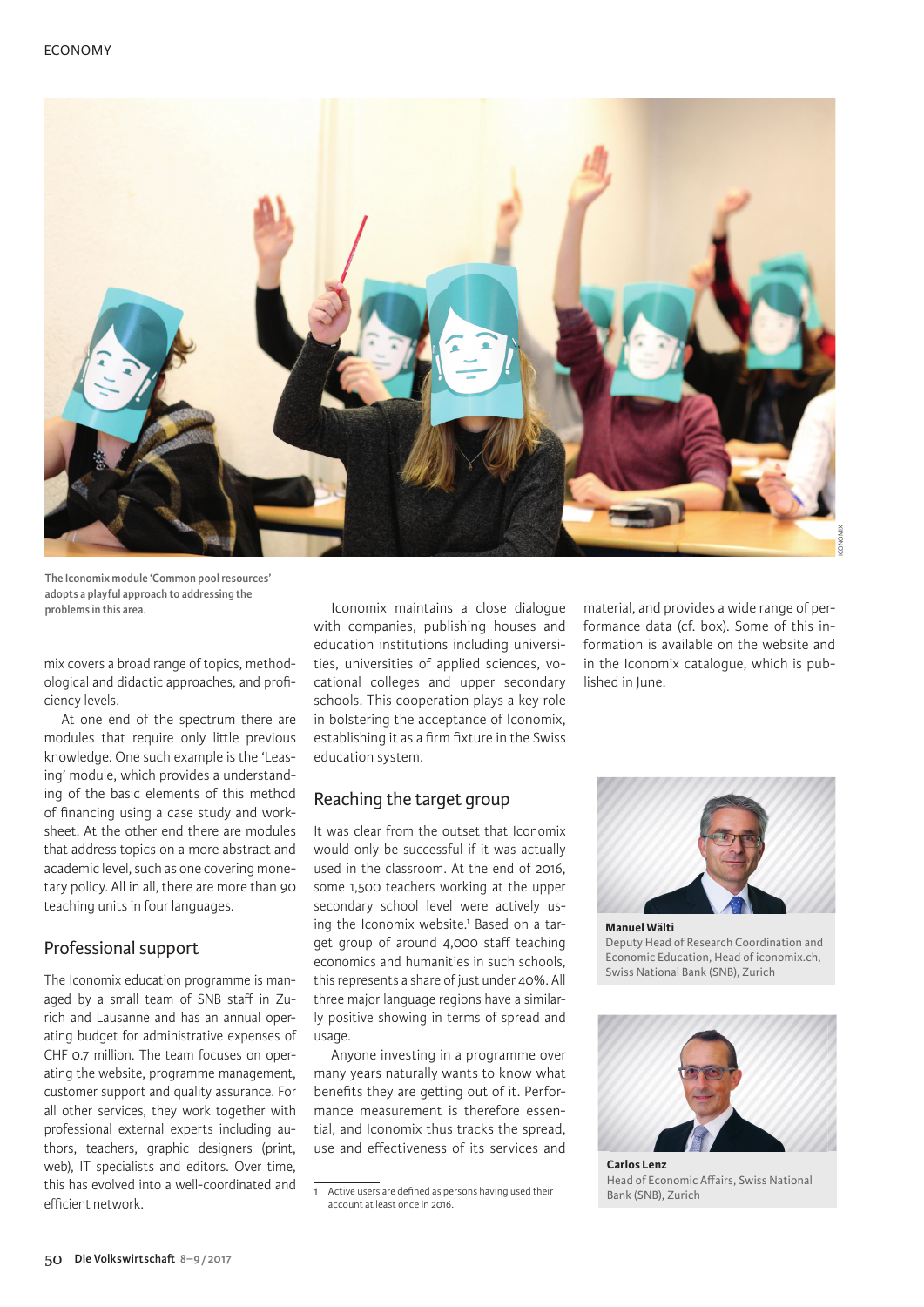The Iconomix module 'Common pool resources' adopts a playful approach to addressing the problems in this area.

mix covers a broad range of topics, methodological and didactic approaches, and proficiency levels.

At one end of the spectrum there are modules that require only little previous knowledge. One such example is the 'Leasing' module, which provides a understanding of the basic elements of this method of financing using a case study and worksheet. At the other end there are modules that address topics on a more abstract and academic level, such as one covering monetary policy. All in all, there are more than 90 teaching units in four languages.

## Professional support

The Iconomix education programme is managed by a small team of SNB staff in Zurich and Lausanne and has an annual operating budget for administrative expenses of CHF 0.7 million. The team focuses on operating the website, programme management, customer support and quality assurance. For all other services, they work together with professional external experts including authors, teachers, graphic designers (print, web), IT specialists and editors. Over time, this has evolved into a well-coordinated and efficient network.

Iconomix maintains a close dialogue with companies, publishing houses and education institutions including universities, universities of applied sciences, vocational colleges and upper secondary schools. This cooperation plays a key role in bolstering the acceptance of Iconomix, establishing it as a firm fixture in the Swiss education system.

## Reaching the target group

It was clear from the outset that Iconomix would only be successful if it was actually used in the classroom. At the end of 2016, some 1,500 teachers working at the upper secondary school level were actively using the Iconomix website.[1] Based on a target group of around 4,000 staff teaching economics and humanities in such schools, this represents a share of just under 40%. All three major language regions have a similarly positive showing in terms of spread and usage.

Anyone investing in a programme over many years naturally wants to know what benefits they are getting out of it. Performance measurement is therefore essential, and Iconomix thus tracks the spread, use and effectiveness of its services and material, and provides a wide range of performance data (cf. box). Some of this information is available on the website and in the Iconomix catalogue, which is published in June.

[1] Active users are defined as persons having used their account at least once in 2016.

**Manuel Wälti**
Deputy Head of Research Coordination and Economic Education, Head of iconomix.ch, Swiss National Bank (SNB), Zurich

**Carlos Lenz**
Head of Economic Affairs, Swiss National Bank (SNB), Zurich